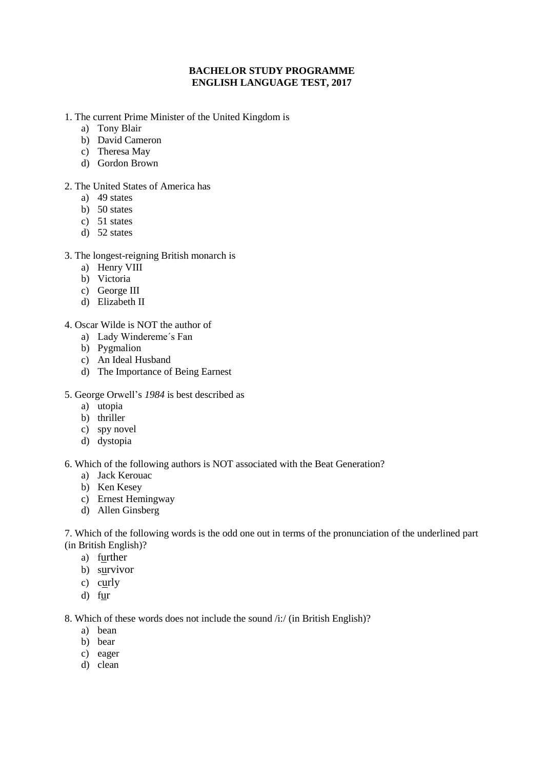**BACHELOR STUDY PROGRAMME**
**ENGLISH LANGUAGE TEST, 2017**

1. The current Prime Minister of the United Kingdom is
   a) Tony Blair
   b) David Cameron
   c) Theresa May
   d) Gordon Brown

2. The United States of America has
   a) 49 states
   b) 50 states
   c) 51 states
   d) 52 states

3. The longest-reigning British monarch is
   a) Henry VIII
   b) Victoria
   c) George III
   d) Elizabeth II

4. Oscar Wilde is NOT the author of
   a) Lady Windereme´s Fan
   b) Pygmalion
   c) An Ideal Husband
   d) The Importance of Being Earnest

5. George Orwell's *1984* is best described as
   a) utopia
   b) thriller
   c) spy novel
   d) dystopia

6. Which of the following authors is NOT associated with the Beat Generation?
   a) Jack Kerouac
   b) Ken Kesey
   c) Ernest Hemingway
   d) Allen Ginsberg

7. Which of the following words is the odd one out in terms of the pronunciation of the underlined part (in British English)?
   a) f<u>ur</u>ther
   b) s<u>u</u>rvivor
   c) c<u>u</u>rly
   d) f<u>ur</u>

8. Which of these words does not include the sound /i:/ (in British English)?
   a) bean
   b) bear
   c) eager
   d) clean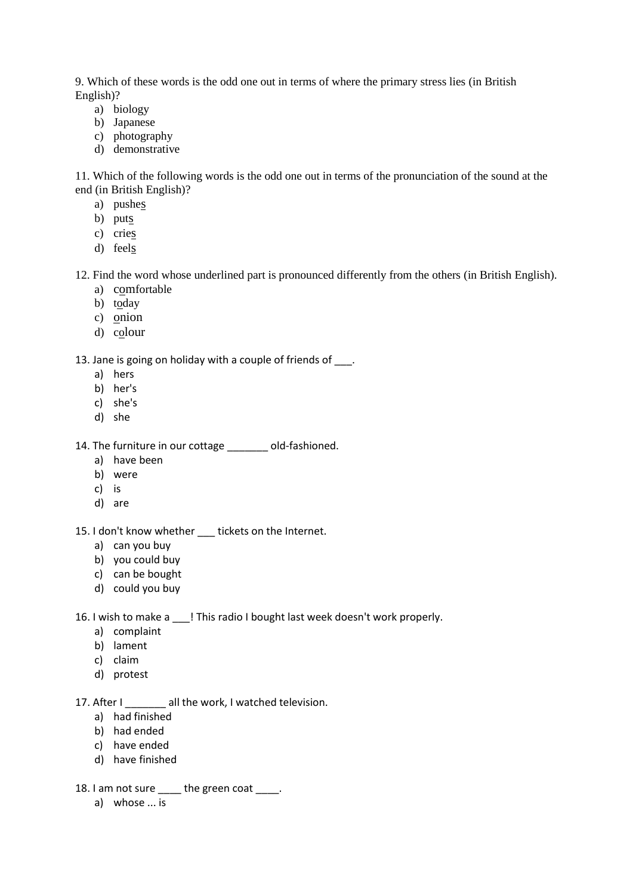9. Which of these words is the odd one out in terms of where the primary stress lies (in British English)?

a) biology
b) Japanese
c) photography
d) demonstrative

11. Which of the following words is the odd one out in terms of the pronunciation of the sound at the end (in British English)?

a) pushe<u>s</u>
b) put<u>s</u>
c) crie<u>s</u>
d) feel<u>s</u>

12. Find the word whose underlined part is pronounced differently from the others (in British English).

a) c<u>o</u>mfortable
b) t<u>o</u>day
c) <u>o</u>nion
d) c<u>o</u>lour

13. Jane is going on holiday with a couple of friends of ___.

a) hers
b) her's
c) she's
d) she

14. The furniture in our cottage _______ old-fashioned.

a) have been
b) were
c) is
d) are

15. I don't know whether ___ tickets on the Internet.

a) can you buy
b) you could buy
c) can be bought
d) could you buy

16. I wish to make a ___! This radio I bought last week doesn't work properly.

a) complaint
b) lament
c) claim
d) protest

17. After I _______ all the work, I watched television.

a) had finished
b) had ended
c) have ended
d) have finished

18. I am not sure ____ the green coat ____.

a) whose ... is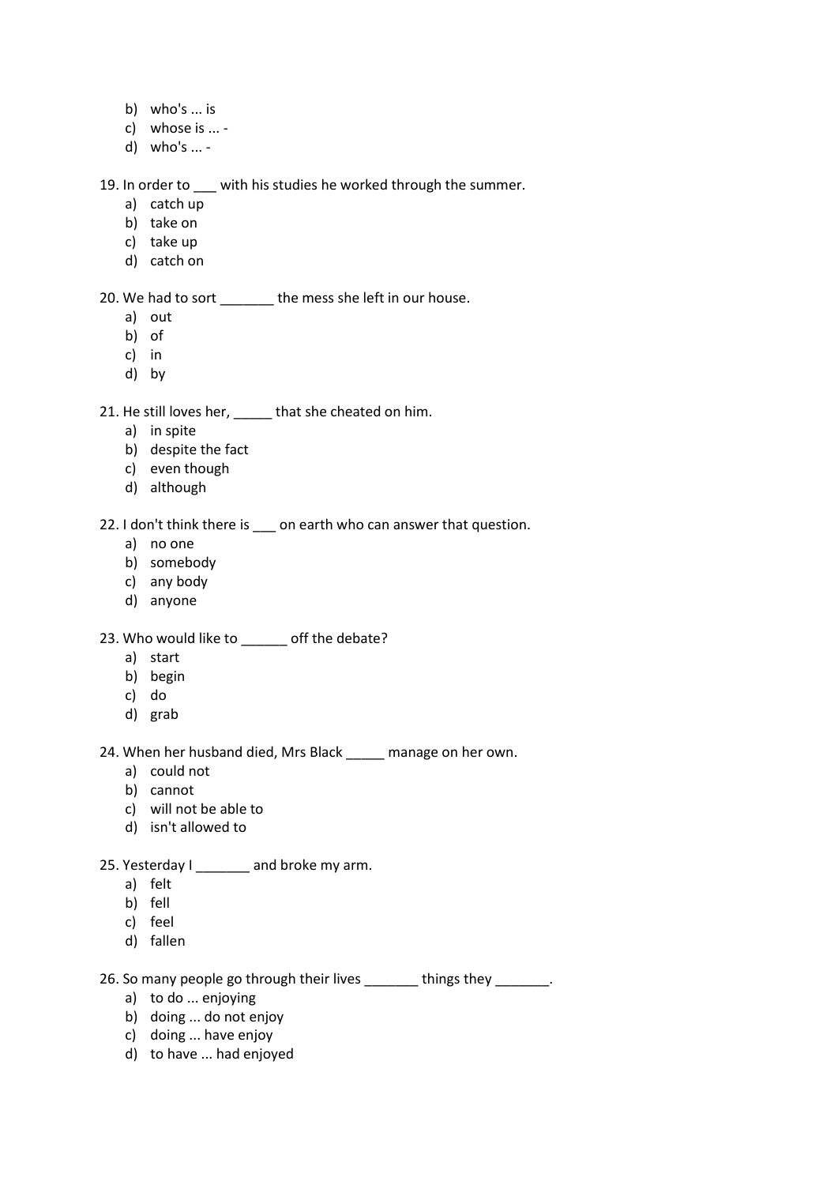b) who's ... is
c) whose is ... -
d) who's ... -

19. In order to ___ with his studies he worked through the summer.
    a) catch up
    b) take on
    c) take up
    d) catch on

20. We had to sort _______ the mess she left in our house.
    a) out
    b) of
    c) in
    d) by

21. He still loves her, _____ that she cheated on him.
    a) in spite
    b) despite the fact
    c) even though
    d) although

22. I don't think there is ___ on earth who can answer that question.
    a) no one
    b) somebody
    c) any body
    d) anyone

23. Who would like to ______ off the debate?
    a) start
    b) begin
    c) do
    d) grab

24. When her husband died, Mrs Black _____ manage on her own.
    a) could not
    b) cannot
    c) will not be able to
    d) isn't allowed to

25. Yesterday I _______ and broke my arm.
    a) felt
    b) fell
    c) feel
    d) fallen

26. So many people go through their lives _______ things they _______.
    a) to do ... enjoying
    b) doing ... do not enjoy
    c) doing ... have enjoy
    d) to have ... had enjoyed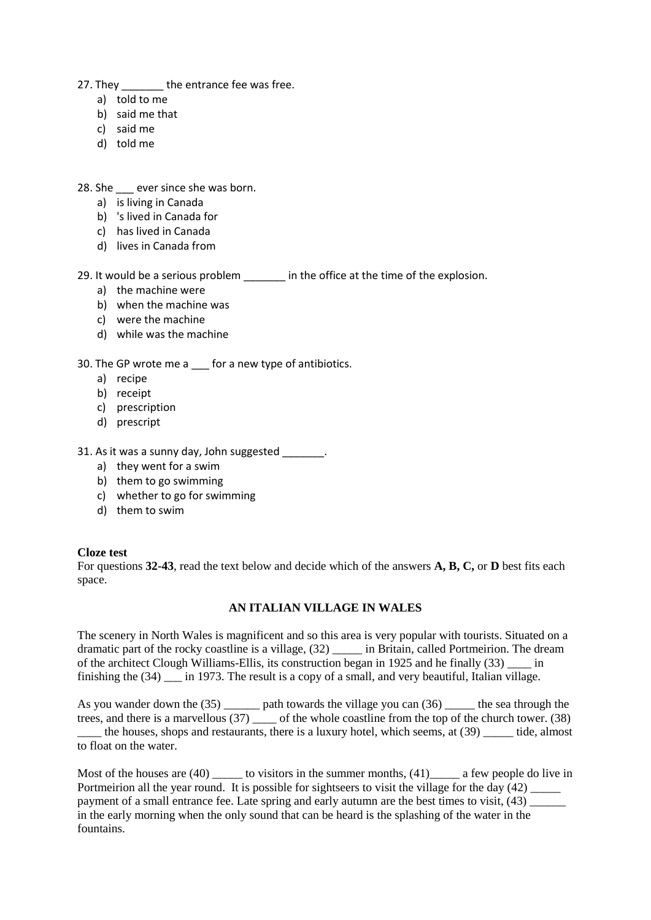27. They _______ the entrance fee was free.

a) told to me
b) said me that
c) said me
d) told me

28. She ___ ever since she was born.

a) is living in Canada
b) 's lived in Canada for
c) has lived in Canada
d) lives in Canada from

29. It would be a serious problem _______ in the office at the time of the explosion.

a) the machine were
b) when the machine was
c) were the machine
d) while was the machine

30. The GP wrote me a ___ for a new type of antibiotics.

a) recipe
b) receipt
c) prescription
d) prescript

31. As it was a sunny day, John suggested _______.

a) they went for a swim
b) them to go swimming
c) whether to go for swimming
d) them to swim

**Cloze test**

For questions **32-43**, read the text below and decide which of the answers **A, B, C,** or **D** best fits each space.

**AN ITALIAN VILLAGE IN WALES**

The scenery in North Wales is magnificent and so this area is very popular with tourists. Situated on a dramatic part of the rocky coastline is a village, (32) _____ in Britain, called Portmeirion. The dream of the architect Clough Williams-Ellis, its construction began in 1925 and he finally (33) ____ in finishing the (34) ___ in 1973. The result is a copy of a small, and very beautiful, Italian village.

As you wander down the (35) ______ path towards the village you can (36) _____ the sea through the trees, and there is a marvellous (37) ____ of the whole coastline from the top of the church tower. (38) ____ the houses, shops and restaurants, there is a luxury hotel, which seems, at (39) _____ tide, almost to float on the water.

Most of the houses are (40) _____ to visitors in the summer months, (41)_____ a few people do live in Portmeirion all the year round. It is possible for sightseers to visit the village for the day (42) _____ payment of a small entrance fee. Late spring and early autumn are the best times to visit, (43) ______ in the early morning when the only sound that can be heard is the splashing of the water in the fountains.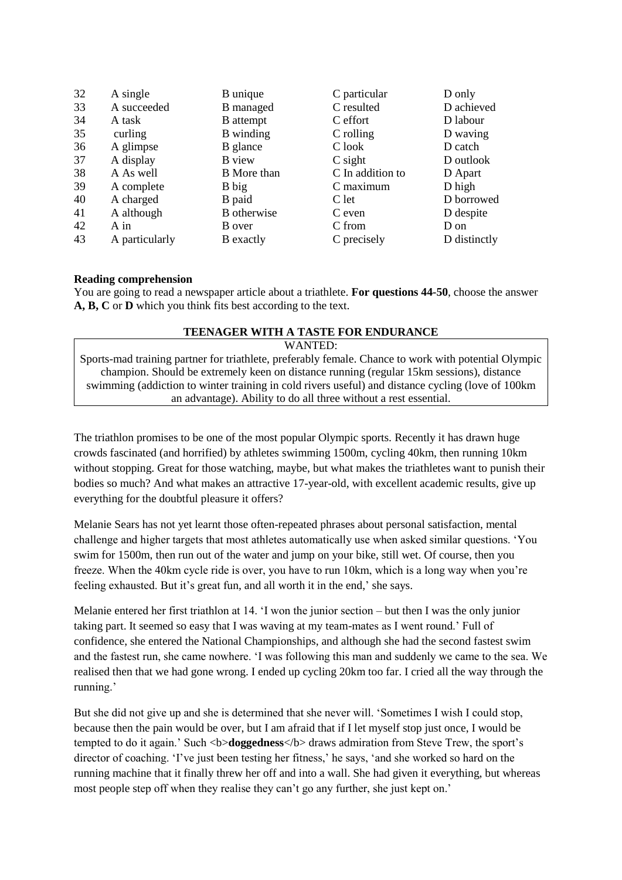| | | | | |
|---|---|---|---|---|
| 32 | A single | B unique | C particular | D only |
| 33 | A succeeded | B managed | C resulted | D achieved |
| 34 | A task | B attempt | C effort | D labour |
| 35 | curling | B winding | C rolling | D waving |
| 36 | A glimpse | B glance | C look | D catch |
| 37 | A display | B view | C sight | D outlook |
| 38 | A As well | B More than | C In addition to | D Apart |
| 39 | A complete | B big | C maximum | D high |
| 40 | A charged | B paid | C let | D borrowed |
| 41 | A although | B otherwise | C even | D despite |
| 42 | A in | B over | C from | D on |
| 43 | A particularly | B exactly | C precisely | D distinctly |

**Reading comprehension**

You are going to read a newspaper article about a triathlete. **For questions 44-50**, choose the answer **A, B, C** or **D** which you think fits best according to the text.

**TEENAGER WITH A TASTE FOR ENDURANCE**

WANTED:
Sports-mad training partner for triathlete, preferably female. Chance to work with potential Olympic champion. Should be extremely keen on distance running (regular 15km sessions), distance swimming (addiction to winter training in cold rivers useful) and distance cycling (love of 100km an advantage). Ability to do all three without a rest essential.

The triathlon promises to be one of the most popular Olympic sports. Recently it has drawn huge crowds fascinated (and horrified) by athletes swimming 1500m, cycling 40km, then running 10km without stopping. Great for those watching, maybe, but what makes the triathletes want to punish their bodies so much? And what makes an attractive 17-year-old, with excellent academic results, give up everything for the doubtful pleasure it offers?

Melanie Sears has not yet learnt those often-repeated phrases about personal satisfaction, mental challenge and higher targets that most athletes automatically use when asked similar questions. 'You swim for 1500m, then run out of the water and jump on your bike, still wet. Of course, then you freeze. When the 40km cycle ride is over, you have to run 10km, which is a long way when you're feeling exhausted. But it's great fun, and all worth it in the end,' she says.

Melanie entered her first triathlon at 14. 'I won the junior section – but then I was the only junior taking part. It seemed so easy that I was waving at my team-mates as I went round.' Full of confidence, she entered the National Championships, and although she had the second fastest swim and the fastest run, she came nowhere. 'I was following this man and suddenly we came to the sea. We realised then that we had gone wrong. I ended up cycling 20km too far. I cried all the way through the running.'

But she did not give up and she is determined that she never will. 'Sometimes I wish I could stop, because then the pain would be over, but I am afraid that if I let myself stop just once, I would be tempted to do it again.' Such <b>**doggedness**</b> draws admiration from Steve Trew, the sport's director of coaching. 'I've just been testing her fitness,' he says, 'and she worked so hard on the running machine that it finally threw her off and into a wall. She had given it everything, but whereas most people step off when they realise they can't go any further, she just kept on.'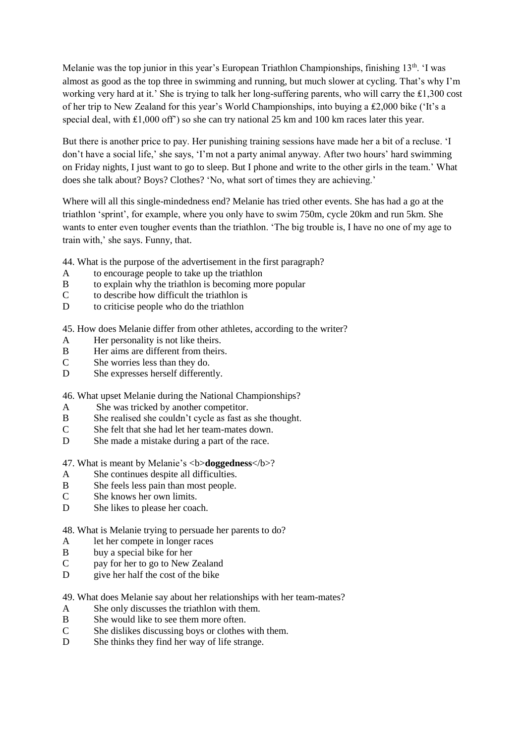Melanie was the top junior in this year's European Triathlon Championships, finishing 13th. 'I was almost as good as the top three in swimming and running, but much slower at cycling. That's why I'm working very hard at it.' She is trying to talk her long-suffering parents, who will carry the £1,300 cost of her trip to New Zealand for this year's World Championships, into buying a £2,000 bike ('It's a special deal, with £1,000 off') so she can try national 25 km and 100 km races later this year.

But there is another price to pay. Her punishing training sessions have made her a bit of a recluse. 'I don't have a social life,' she says, 'I'm not a party animal anyway. After two hours' hard swimming on Friday nights, I just want to go to sleep. But I phone and write to the other girls in the team.' What does she talk about? Boys? Clothes? 'No, what sort of times they are achieving.'

Where will all this single-mindedness end? Melanie has tried other events. She has had a go at the triathlon 'sprint', for example, where you only have to swim 750m, cycle 20km and run 5km. She wants to enter even tougher events than the triathlon. 'The big trouble is, I have no one of my age to train with,' she says. Funny, that.

44. What is the purpose of the advertisement in the first paragraph?
A to encourage people to take up the triathlon
B to explain why the triathlon is becoming more popular
C to describe how difficult the triathlon is
D to criticise people who do the triathlon

45. How does Melanie differ from other athletes, according to the writer?
A Her personality is not like theirs.
B Her aims are different from theirs.
C She worries less than they do.
D She expresses herself differently.

46. What upset Melanie during the National Championships?
A She was tricked by another competitor.
B She realised she couldn't cycle as fast as she thought.
C She felt that she had let her team-mates down.
D She made a mistake during a part of the race.

47. What is meant by Melanie's <b>**doggedness**</b>?
A She continues despite all difficulties.
B She feels less pain than most people.
C She knows her own limits.
D She likes to please her coach.

48. What is Melanie trying to persuade her parents to do?
A let her compete in longer races
B buy a special bike for her
C pay for her to go to New Zealand
D give her half the cost of the bike

49. What does Melanie say about her relationships with her team-mates?
A She only discusses the triathlon with them.
B She would like to see them more often.
C She dislikes discussing boys or clothes with them.
D She thinks they find her way of life strange.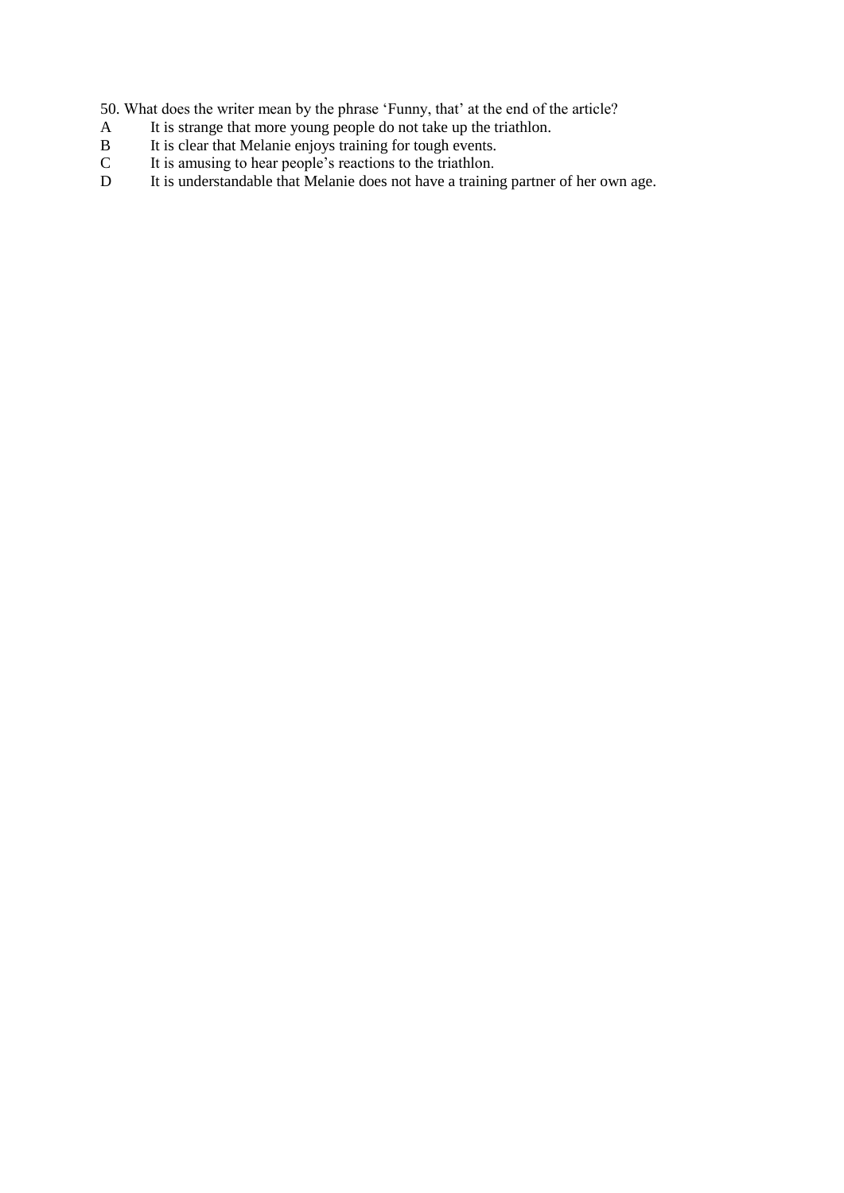50. What does the writer mean by the phrase 'Funny, that' at the end of the article?

A It is strange that more young people do not take up the triathlon.

B It is clear that Melanie enjoys training for tough events.

C It is amusing to hear people's reactions to the triathlon.

D It is understandable that Melanie does not have a training partner of her own age.